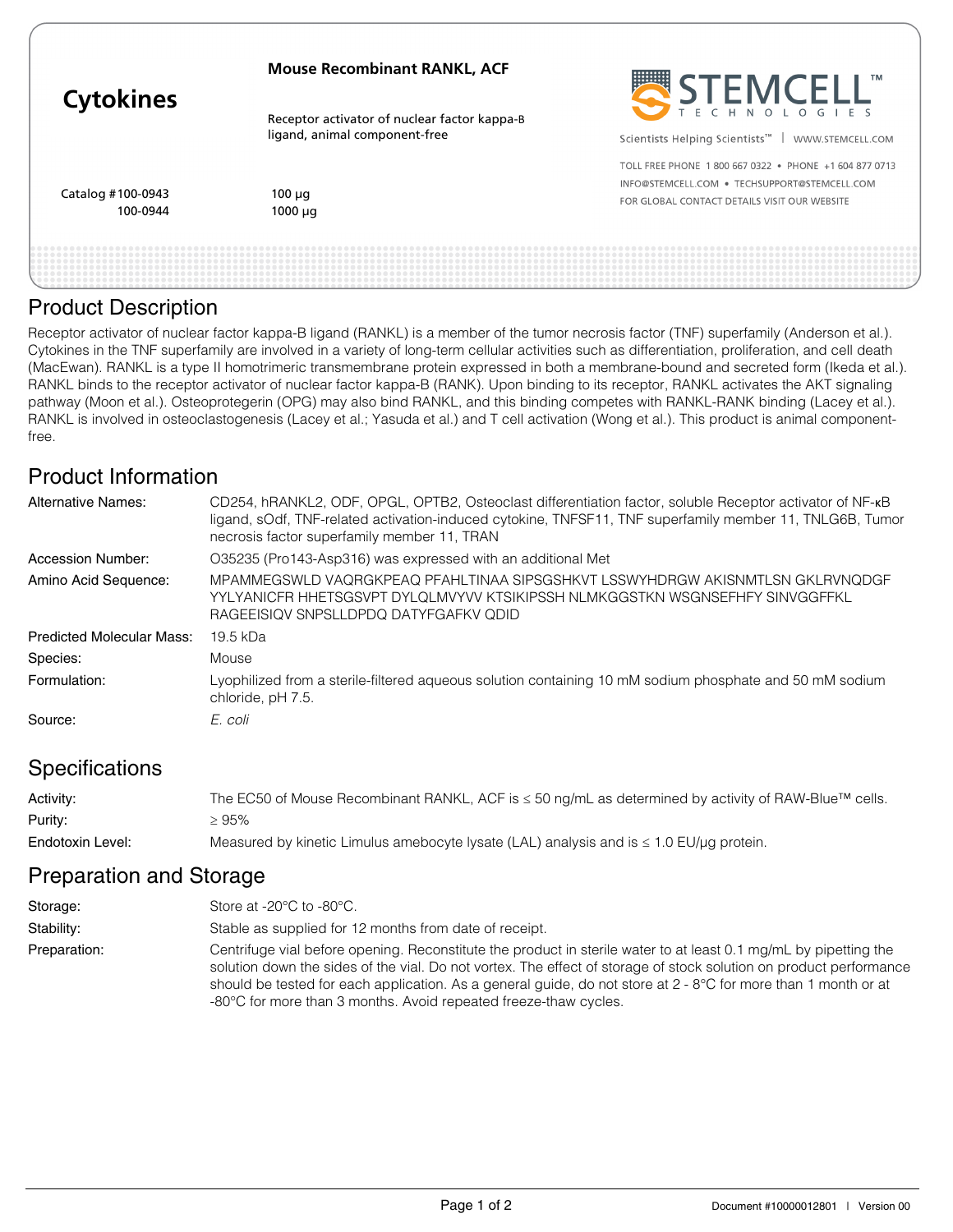# Cytokines

**Mouse Recombinant RANKL, ACF**

Receptor activator of nuclear factor kappa-B ligand, animal component-free

| Catalog # | Size |
|---|---|
| 100-0943 | 100 µg |
| 100-0944 | 1000 µg |

STEMCELL TECHNOLOGIES

Scientists Helping Scientists™ | WWW.STEMCELL.COM

TOLL FREE PHONE 1 800 667 0322 • PHONE +1 604 877 0713
INFO@STEMCELL.COM • TECHSUPPORT@STEMCELL.COM
FOR GLOBAL CONTACT DETAILS VISIT OUR WEBSITE

## Product Description

Receptor activator of nuclear factor kappa-B ligand (RANKL) is a member of the tumor necrosis factor (TNF) superfamily (Anderson et al.). Cytokines in the TNF superfamily are involved in a variety of long-term cellular activities such as differentiation, proliferation, and cell death (MacEwan). RANKL is a type II homotrimeric transmembrane protein expressed in both a membrane-bound and secreted form (Ikeda et al.). RANKL binds to the receptor activator of nuclear factor kappa-B (RANK). Upon binding to its receptor, RANKL activates the AKT signaling pathway (Moon et al.). Osteoprotegerin (OPG) may also bind RANKL, and this binding competes with RANKL-RANK binding (Lacey et al.). RANKL is involved in osteoclastogenesis (Lacey et al.; Yasuda et al.) and T cell activation (Wong et al.). This product is animal component-free.

## Product Information

| | |
|---|---|
| Alternative Names: | CD254, hRANKL2, ODF, OPGL, OPTB2, Osteoclast differentiation factor, soluble Receptor activator of NF-κB ligand, sOdf, TNF-related activation-induced cytokine, TNFSF11, TNF superfamily member 11, TNLG6B, Tumor necrosis factor superfamily member 11, TRAN |
| Accession Number: | O35235 (Pro143-Asp316) was expressed with an additional Met |
| Amino Acid Sequence: | MPAMMEGSWLD VAQRGKPEAQ PFAHLTINAA SIPSGSHKVT LSSWYHDRGW AKISNMTLSN GKLRVNQDGF YYLYANICFR HHETSGSVPT DYLQLMVYVV KTSIKIPSSH NLMKGGSTKN WSGNSEFHFY SINVGGFFKL RAGEEISIQV SNPSLLDPDQ DATYFGAFKV QDID |
| Predicted Molecular Mass: | 19.5 kDa |
| Species: | Mouse |
| Formulation: | Lyophilized from a sterile-filtered aqueous solution containing 10 mM sodium phosphate and 50 mM sodium chloride, pH 7.5. |
| Source: | *E. coli* |

## Specifications

| | |
|---|---|
| Activity: | The EC50 of Mouse Recombinant RANKL, ACF is ≤ 50 ng/mL as determined by activity of RAW-Blue™ cells. |
| Purity: | ≥ 95% |
| Endotoxin Level: | Measured by kinetic Limulus amebocyte lysate (LAL) analysis and is ≤ 1.0 EU/µg protein. |

## Preparation and Storage

| | |
|---|---|
| Storage: | Store at -20°C to -80°C. |
| Stability: | Stable as supplied for 12 months from date of receipt. |
| Preparation: | Centrifuge vial before opening. Reconstitute the product in sterile water to at least 0.1 mg/mL by pipetting the solution down the sides of the vial. Do not vortex. The effect of storage of stock solution on product performance should be tested for each application. As a general guide, do not store at 2 - 8°C for more than 1 month or at -80°C for more than 3 months. Avoid repeated freeze-thaw cycles. |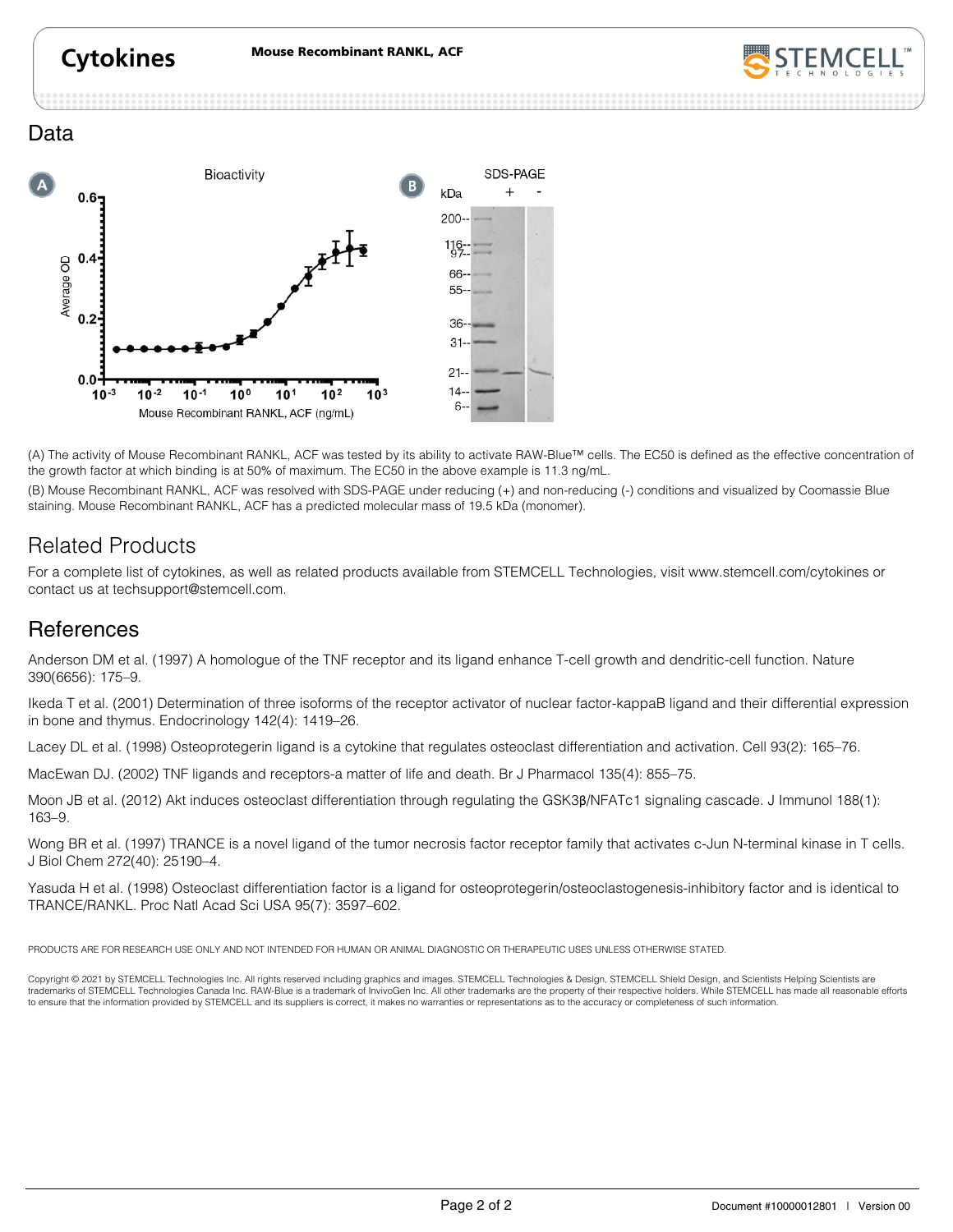## Data

A

Bioactivity

0.6
0.4
0.2
0.0

Average OD

$10^{-3}$ $10^{-2}$ $10^{-1}$ $10^{0}$ $10^{1}$ $10^{2}$ $10^{3}$

Mouse Recombinant RANKL, ACF (ng/mL)

B

SDS-PAGE

kDa + -

200--
116--
97--
66--
55--
36--
31--
21--
14--
6--

(A) The activity of Mouse Recombinant RANKL, ACF was tested by its ability to activate RAW-Blue™ cells. The EC50 is defined as the effective concentration of the growth factor at which binding is at 50% of maximum. The EC50 in the above example is 11.3 ng/mL.

(B) Mouse Recombinant RANKL, ACF was resolved with SDS-PAGE under reducing (+) and non-reducing (-) conditions and visualized by Coomassie Blue staining. Mouse Recombinant RANKL, ACF has a predicted molecular mass of 19.5 kDa (monomer).

## Related Products

For a complete list of cytokines, as well as related products available from STEMCELL Technologies, visit www.stemcell.com/cytokines or contact us at techsupport@stemcell.com.

## References

Anderson DM et al. (1997) A homologue of the TNF receptor and its ligand enhance T-cell growth and dendritic-cell function. Nature 390(6656): 175–9.

Ikeda T et al. (2001) Determination of three isoforms of the receptor activator of nuclear factor-kappaB ligand and their differential expression in bone and thymus. Endocrinology 142(4): 1419–26.

Lacey DL et al. (1998) Osteoprotegerin ligand is a cytokine that regulates osteoclast differentiation and activation. Cell 93(2): 165–76.

MacEwan DJ. (2002) TNF ligands and receptors-a matter of life and death. Br J Pharmacol 135(4): 855–75.

Moon JB et al. (2012) Akt induces osteoclast differentiation through regulating the GSK3β/NFATc1 signaling cascade. J Immunol 188(1): 163–9.

Wong BR et al. (1997) TRANCE is a novel ligand of the tumor necrosis factor receptor family that activates c-Jun N-terminal kinase in T cells. J Biol Chem 272(40): 25190–4.

Yasuda H et al. (1998) Osteoclast differentiation factor is a ligand for osteoprotegerin/osteoclastogenesis-inhibitory factor and is identical to TRANCE/RANKL. Proc Natl Acad Sci USA 95(7): 3597–602.

PRODUCTS ARE FOR RESEARCH USE ONLY AND NOT INTENDED FOR HUMAN OR ANIMAL DIAGNOSTIC OR THERAPEUTIC USES UNLESS OTHERWISE STATED.

Copyright © 2021 by STEMCELL Technologies Inc. All rights reserved including graphics and images. STEMCELL Technologies & Design, STEMCELL Shield Design, and Scientists Helping Scientists are trademarks of STEMCELL Technologies Canada Inc. RAW-Blue is a trademark of InvivoGen Inc. All other trademarks are the property of their respective holders. While STEMCELL has made all reasonable efforts to ensure that the information provided by STEMCELL and its suppliers is correct, it makes no warranties or representations as to the accuracy or completeness of such information.

Document #10000012801 | Version 00